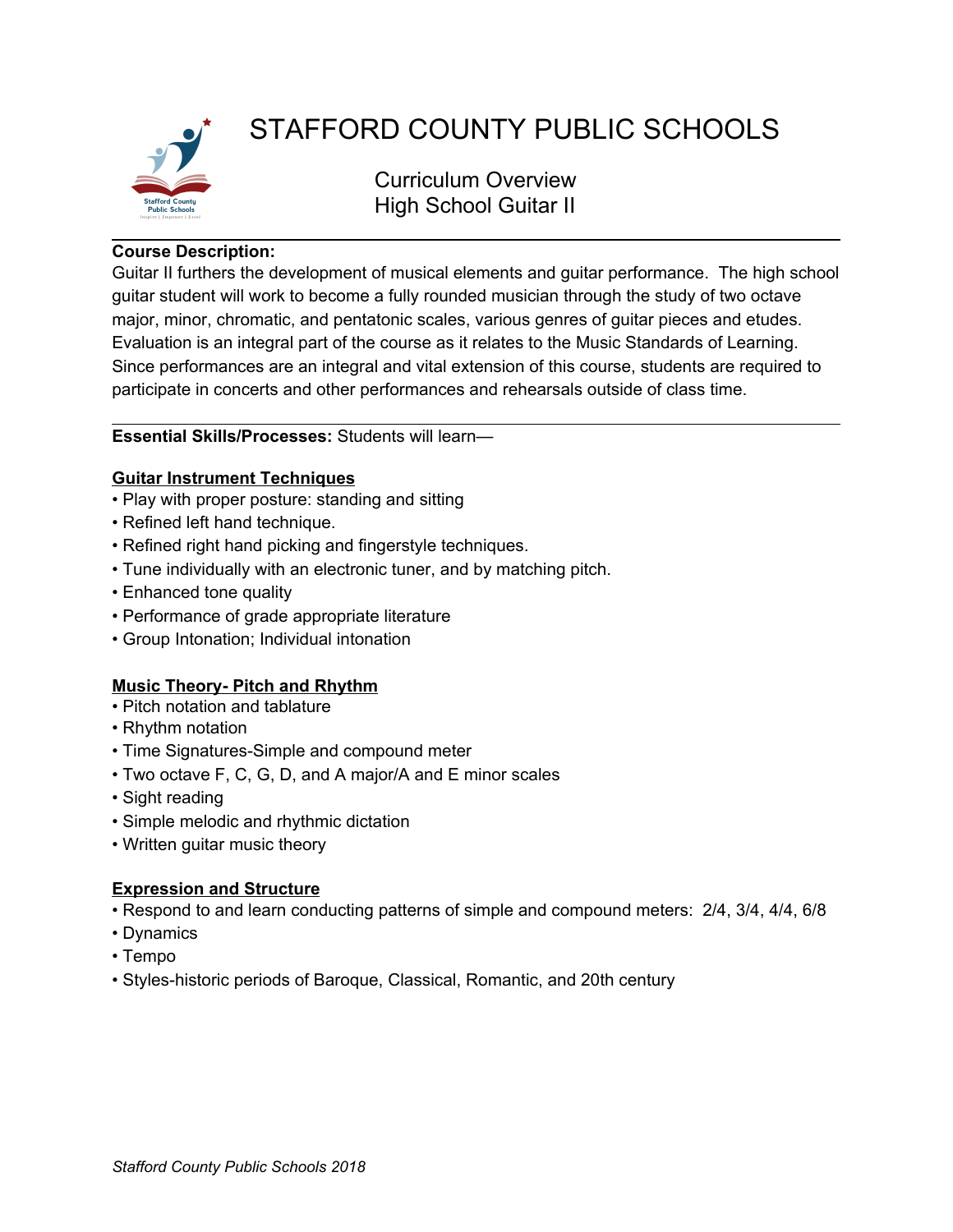# STAFFORD COUNTY PUBLIC SCHOOLS

## Curriculum Overview
## High School Guitar II

---

**Course Description:**
Guitar II furthers the development of musical elements and guitar performance. The high school guitar student will work to become a fully rounded musician through the study of two octave major, minor, chromatic, and pentatonic scales, various genres of guitar pieces and etudes. Evaluation is an integral part of the course as it relates to the Music Standards of Learning. Since performances are an integral and vital extension of this course, students are required to participate in concerts and other performances and rehearsals outside of class time.

---

**Essential Skills/Processes:** Students will learn—

**Guitar Instrument Techniques**

- Play with proper posture: standing and sitting
- Refined left hand technique.
- Refined right hand picking and fingerstyle techniques.
- Tune individually with an electronic tuner, and by matching pitch.
- Enhanced tone quality
- Performance of grade appropriate literature
- Group Intonation; Individual intonation

**Music Theory- Pitch and Rhythm**

- Pitch notation and tablature
- Rhythm notation
- Time Signatures-Simple and compound meter
- Two octave F, C, G, D, and A major/A and E minor scales
- Sight reading
- Simple melodic and rhythmic dictation
- Written guitar music theory

**Expression and Structure**

- Respond to and learn conducting patterns of simple and compound meters: 2/4, 3/4, 4/4, 6/8
- Dynamics
- Tempo
- Styles-historic periods of Baroque, Classical, Romantic, and 20th century

*Stafford County Public Schools 2018*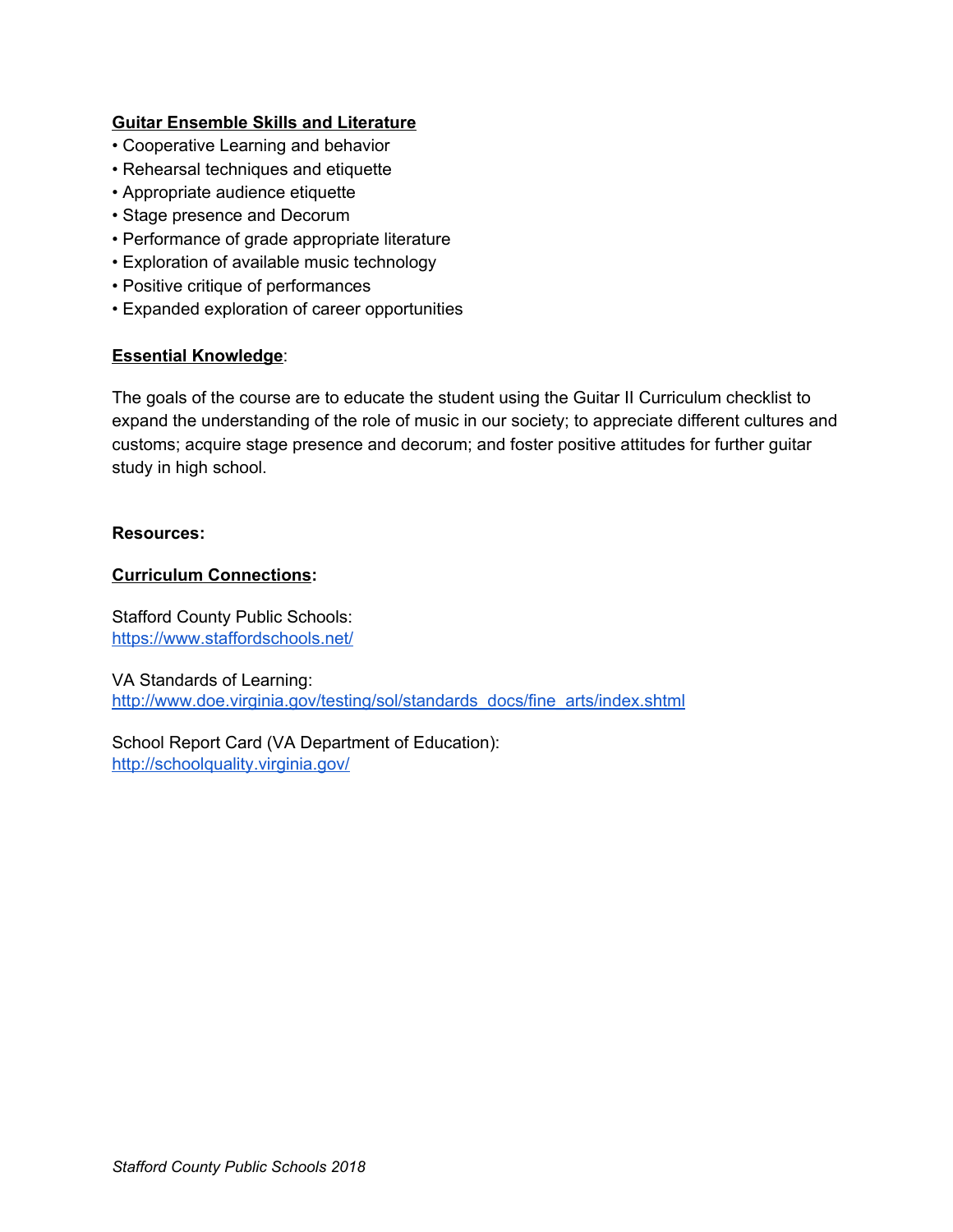**Guitar Ensemble Skills and Literature**

- Cooperative Learning and behavior
- Rehearsal techniques and etiquette
- Appropriate audience etiquette
- Stage presence and Decorum
- Performance of grade appropriate literature
- Exploration of available music technology
- Positive critique of performances
- Expanded exploration of career opportunities

**Essential Knowledge**:

The goals of the course are to educate the student using the Guitar II Curriculum checklist to expand the understanding of the role of music in our society; to appreciate different cultures and customs; acquire stage presence and decorum; and foster positive attitudes for further guitar study in high school.

**Resources:**

**Curriculum Connections:**

Stafford County Public Schools:
https://www.staffordschools.net/

VA Standards of Learning:
http://www.doe.virginia.gov/testing/sol/standards_docs/fine_arts/index.shtml

School Report Card (VA Department of Education):
http://schoolquality.virginia.gov/